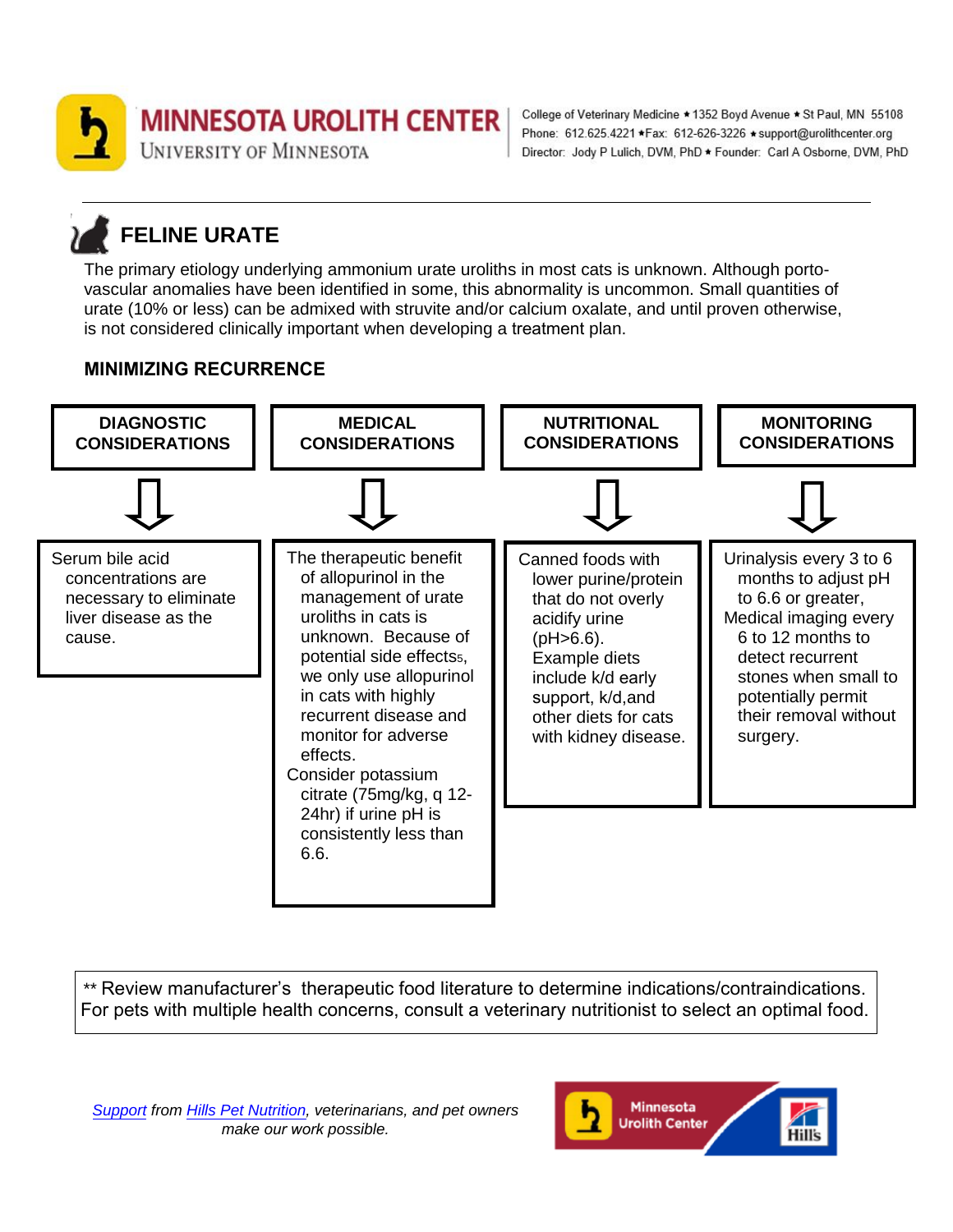**MINNESOTA UROLITH CENTER**
UNIVERSITY OF MINNESOTA

College of Veterinary Medicine ★ 1352 Boyd Avenue ★ St Paul, MN 55108
Phone: 612.625.4221 ★Fax: 612-626-3226 ★ support@urolithcenter.org
Director: Jody P Lulich, DVM, PhD ★ Founder: Carl A Osborne, DVM, PhD

---

# FELINE URATE

The primary etiology underlying ammonium urate uroliths in most cats is unknown. Although porto-vascular anomalies have been identified in some, this abnormality is uncommon. Small quantities of urate (10% or less) can be admixed with struvite and/or calcium oxalate, and until proven otherwise, is not considered clinically important when developing a treatment plan.

## MINIMIZING RECURRENCE

| DIAGNOSTIC CONSIDERATIONS | MEDICAL CONSIDERATIONS | NUTRITIONAL CONSIDERATIONS | MONITORING CONSIDERATIONS |
|---|---|---|---|
| Serum bile acid concentrations are necessary to eliminate liver disease as the cause. | The therapeutic benefit of allopurinol in the management of urate uroliths in cats is unknown. Because of potential side effects5, we only use allopurinol in cats with highly recurrent disease and monitor for adverse effects.<br>Consider potassium citrate (75mg/kg, q 12-24hr) if urine pH is consistently less than 6.6. | Canned foods with lower purine/protein that do not overly acidify urine (pH>6.6). Example diets include k/d early support, k/d,and other diets for cats with kidney disease. | Urinalysis every 3 to 6 months to adjust pH to 6.6 or greater,<br>Medical imaging every 6 to 12 months to detect recurrent stones when small to potentially permit their removal without surgery. |

** Review manufacturer's therapeutic food literature to determine indications/contraindications. For pets with multiple health concerns, consult a veterinary nutritionist to select an optimal food.

*Support from Hills Pet Nutrition, veterinarians, and pet owners make our work possible.*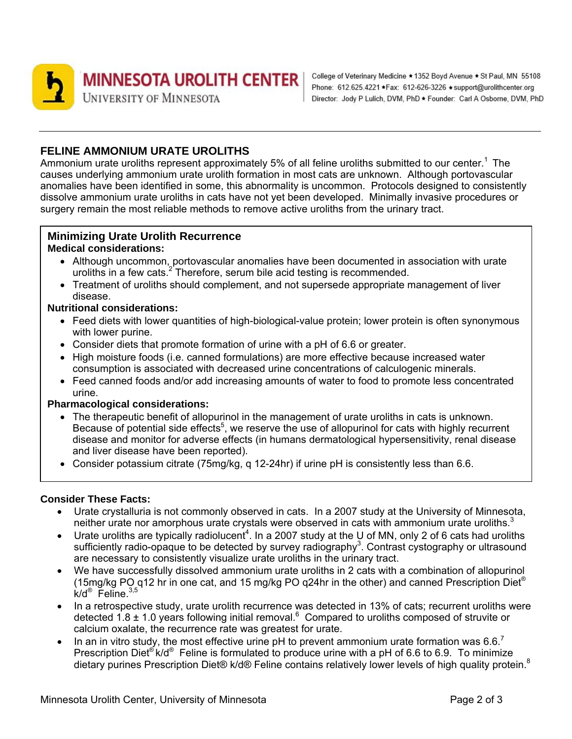MINNESOTA UROLITH CENTER
UNIVERSITY OF MINNESOTA

College of Veterinary Medicine • 1352 Boyd Avenue • St Paul, MN 55108
Phone: 612.625.4221 • Fax: 612-626-3226 • support@urolithcenter.org
Director: Jody P Lulich, DVM, PhD • Founder: Carl A Osborne, DVM, PhD

## FELINE AMMONIUM URATE UROLITHS

Ammonium urate uroliths represent approximately 5% of all feline uroliths submitted to our center.[1] The causes underlying ammonium urate urolith formation in most cats are unknown. Although portovascular anomalies have been identified in some, this abnormality is uncommon. Protocols designed to consistently dissolve ammonium urate uroliths in cats have not yet been developed. Minimally invasive procedures or surgery remain the most reliable methods to remove active uroliths from the urinary tract.

### Minimizing Urate Urolith Recurrence

**Medical considerations:**

- Although uncommon, portovascular anomalies have been documented in association with urate uroliths in a few cats.[2] Therefore, serum bile acid testing is recommended.
- Treatment of uroliths should complement, and not supersede appropriate management of liver disease.

**Nutritional considerations:**

- Feed diets with lower quantities of high-biological-value protein; lower protein is often synonymous with lower purine.
- Consider diets that promote formation of urine with a pH of 6.6 or greater.
- High moisture foods (i.e. canned formulations) are more effective because increased water consumption is associated with decreased urine concentrations of calculogenic minerals.
- Feed canned foods and/or add increasing amounts of water to food to promote less concentrated urine.

**Pharmacological considerations:**

- The therapeutic benefit of allopurinol in the management of urate uroliths in cats is unknown. Because of potential side effects[5], we reserve the use of allopurinol for cats with highly recurrent disease and monitor for adverse effects (in humans dermatological hypersensitivity, renal disease and liver disease have been reported).
- Consider potassium citrate (75mg/kg, q 12-24hr) if urine pH is consistently less than 6.6.

**Consider These Facts:**

- Urate crystalluria is not commonly observed in cats. In a 2007 study at the University of Minnesota, neither urate nor amorphous urate crystals were observed in cats with ammonium urate uroliths.[3]
- Urate uroliths are typically radiolucent[4]. In a 2007 study at the U of MN, only 2 of 6 cats had uroliths sufficiently radio-opaque to be detected by survey radiography[3]. Contrast cystography or ultrasound are necessary to consistently visualize urate uroliths in the urinary tract.
- We have successfully dissolved ammonium urate uroliths in 2 cats with a combination of allopurinol (15mg/kg PO q12 hr in one cat, and 15 mg/kg PO q24hr in the other) and canned Prescription Diet® k/d® Feline.[3,5]
- In a retrospective study, urate urolith recurrence was detected in 13% of cats; recurrent uroliths were detected 1.8 ± 1.0 years following initial removal.[6] Compared to uroliths composed of struvite or calcium oxalate, the recurrence rate was greatest for urate.
- In an in vitro study, the most effective urine pH to prevent ammonium urate formation was 6.6.[7] Prescription Diet® k/d® Feline is formulated to produce urine with a pH of 6.6 to 6.9. To minimize dietary purines Prescription Diet® k/d® Feline contains relatively lower levels of high quality protein.[8]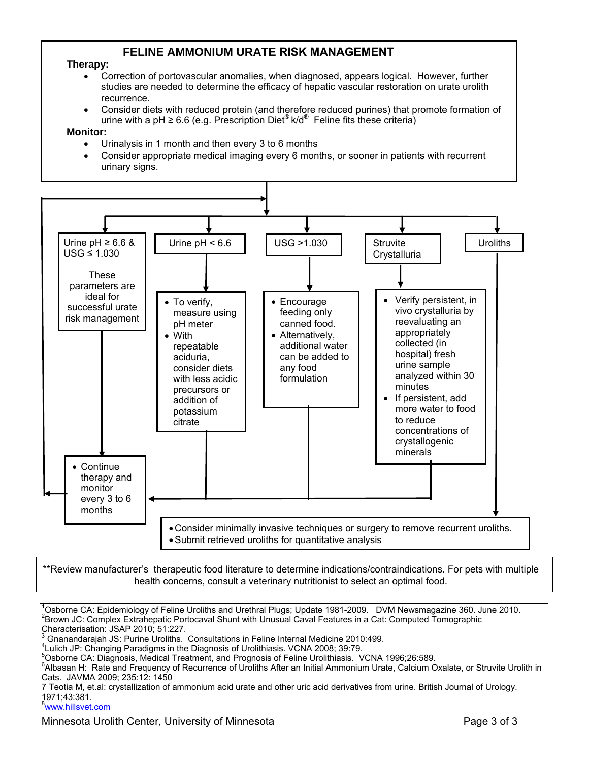## FELINE AMMONIUM URATE RISK MANAGEMENT

**Therapy:**

- Correction of portovascular anomalies, when diagnosed, appears logical. However, further studies are needed to determine the efficacy of hepatic vascular restoration on urate urolith recurrence.
- Consider diets with reduced protein (and therefore reduced purines) that promote formation of urine with a pH ≥ 6.6 (e.g. Prescription Diet® k/d® Feline fits these criteria)

**Monitor:**

- Urinalysis in 1 month and then every 3 to 6 months
- Consider appropriate medical imaging every 6 months, or sooner in patients with recurrent urinary signs.

Urine pH ≥ 6.6 & USG ≤ 1.030

These parameters are ideal for successful urate risk management

Urine pH < 6.6

- To verify, measure using pH meter
- With repeatable aciduria, consider diets with less acidic precursors or addition of potassium citrate

USG >1.030

- Encourage feeding only canned food.
- Alternatively, additional water can be added to any food formulation

Struvite Crystalluria

- Verify persistent, in vivo crystalluria by reevaluating an appropriately collected (in hospital) fresh urine sample analyzed within 30 minutes
- If persistent, add more water to food to reduce concentrations of crystallogenic minerals

Uroliths

- Continue therapy and monitor every 3 to 6 months

- Consider minimally invasive techniques or surgery to remove recurrent uroliths.
- Submit retrieved uroliths for quantitative analysis

**Review manufacturer's therapeutic food literature to determine indications/contraindications. For pets with multiple health concerns, consult a veterinary nutritionist to select an optimal food.

[1]Osborne CA: Epidemiology of Feline Uroliths and Urethral Plugs; Update 1981-2009. DVM Newsmagazine 360. June 2010.
[2]Brown JC: Complex Extrahepatic Portocaval Shunt with Unusual Caval Features in a Cat: Computed Tomographic Characterisation: JSAP 2010; 51:227.
[3] Gnanandarajah JS: Purine Uroliths. Consultations in Feline Internal Medicine 2010:499.
[4]Lulich JP: Changing Paradigms in the Diagnosis of Urolithiasis. VCNA 2008; 39:79.
[5]Osborne CA: Diagnosis, Medical Treatment, and Prognosis of Feline Urolithiasis. VCNA 1996;26:589.
[6]Albasan H: Rate and Frequency of Recurrence of Uroliths After an Initial Ammonium Urate, Calcium Oxalate, or Struvite Urolith in Cats. JAVMA 2009; 235:12: 1450
7 Teotia M, et.al: crystallization of ammonium acid urate and other uric acid derivatives from urine. British Journal of Urology. 1971;43:381.
[8]www.hillsvet.com

Minnesota Urolith Center, University of Minnesota